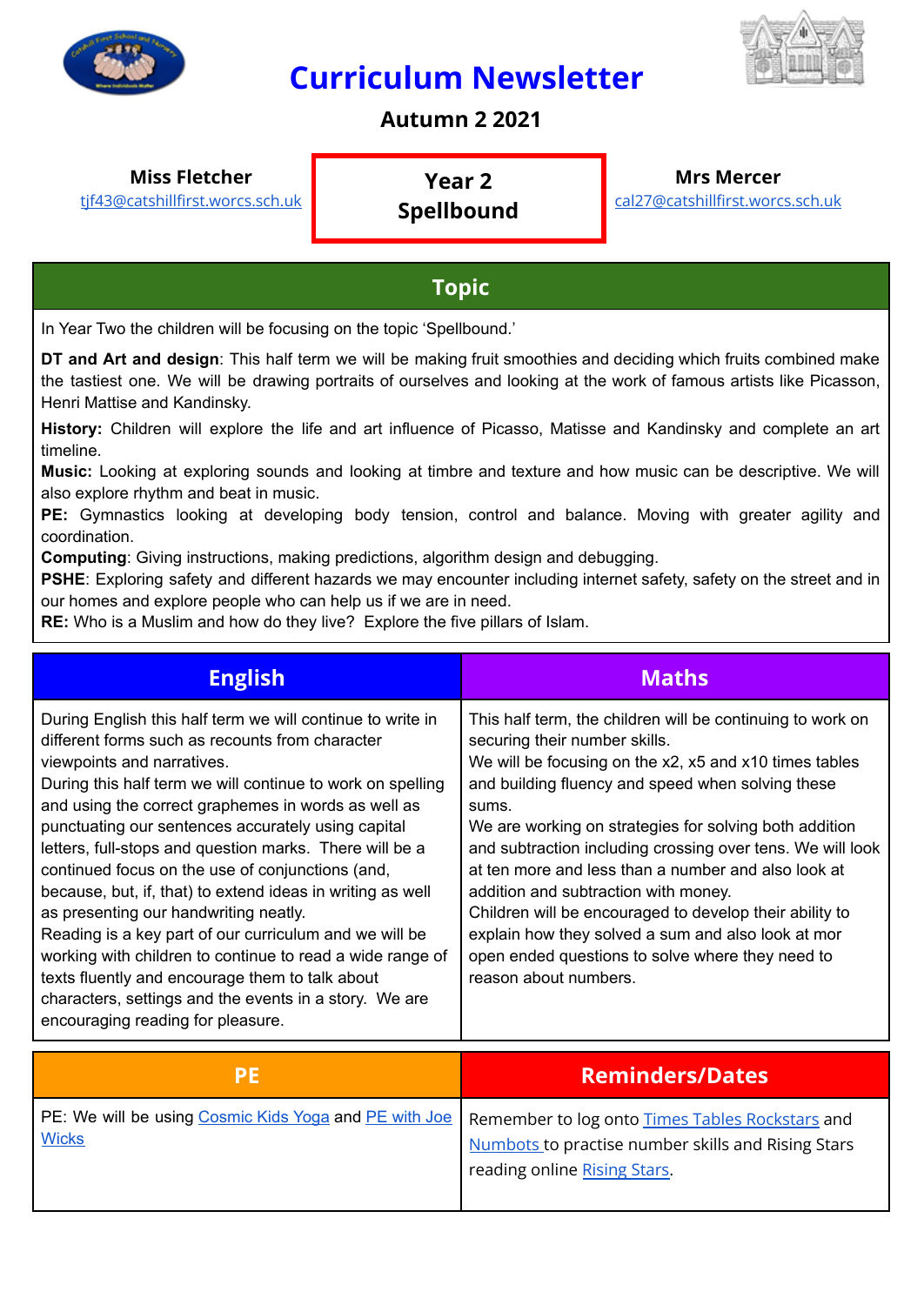# Curriculum Newsletter

**Autumn 2 2021**

**Miss Fletcher**
tjf43@catshillfirst.worcs.sch.uk

**Year 2**
**Spellbound**

**Mrs Mercer**
cal27@catshillfirst.worcs.sch.uk

## Topic

In Year Two the children will be focusing on the topic 'Spellbound.'

**DT and Art and design**: This half term we will be making fruit smoothies and deciding which fruits combined make the tastiest one. We will be drawing portraits of ourselves and looking at the work of famous artists like Picasson, Henri Mattise and Kandinsky.

**History:** Children will explore the life and art influence of Picasso, Matisse and Kandinsky and complete an art timeline.

**Music:** Looking at exploring sounds and looking at timbre and texture and how music can be descriptive. We will also explore rhythm and beat in music.

**PE:** Gymnastics looking at developing body tension, control and balance. Moving with greater agility and coordination.

**Computing**: Giving instructions, making predictions, algorithm design and debugging.

**PSHE**: Exploring safety and different hazards we may encounter including internet safety, safety on the street and in our homes and explore people who can help us if we are in need.

**RE:** Who is a Muslim and how do they live? Explore the five pillars of Islam.

## English

During English this half term we will continue to write in different forms such as recounts from character viewpoints and narratives.
During this half term we will continue to work on spelling and using the correct graphemes in words as well as punctuating our sentences accurately using capital letters, full-stops and question marks. There will be a continued focus on the use of conjunctions (and, because, but, if, that) to extend ideas in writing as well as presenting our handwriting neatly.
Reading is a key part of our curriculum and we will be working with children to continue to read a wide range of texts fluently and encourage them to talk about characters, settings and the events in a story. We are encouraging reading for pleasure.

## Maths

This half term, the children will be continuing to work on securing their number skills.
We will be focusing on the x2, x5 and x10 times tables and building fluency and speed when solving these sums.
We are working on strategies for solving both addition and subtraction including crossing over tens. We will look at ten more and less than a number and also look at addition and subtraction with money.
Children will be encouraged to develop their ability to explain how they solved a sum and also look at mor open ended questions to solve where they need to reason about numbers.

## PE

PE: We will be using Cosmic Kids Yoga and PE with Joe Wicks

## Reminders/Dates

Remember to log onto Times Tables Rockstars and Numbots to practise number skills and Rising Stars reading online Rising Stars.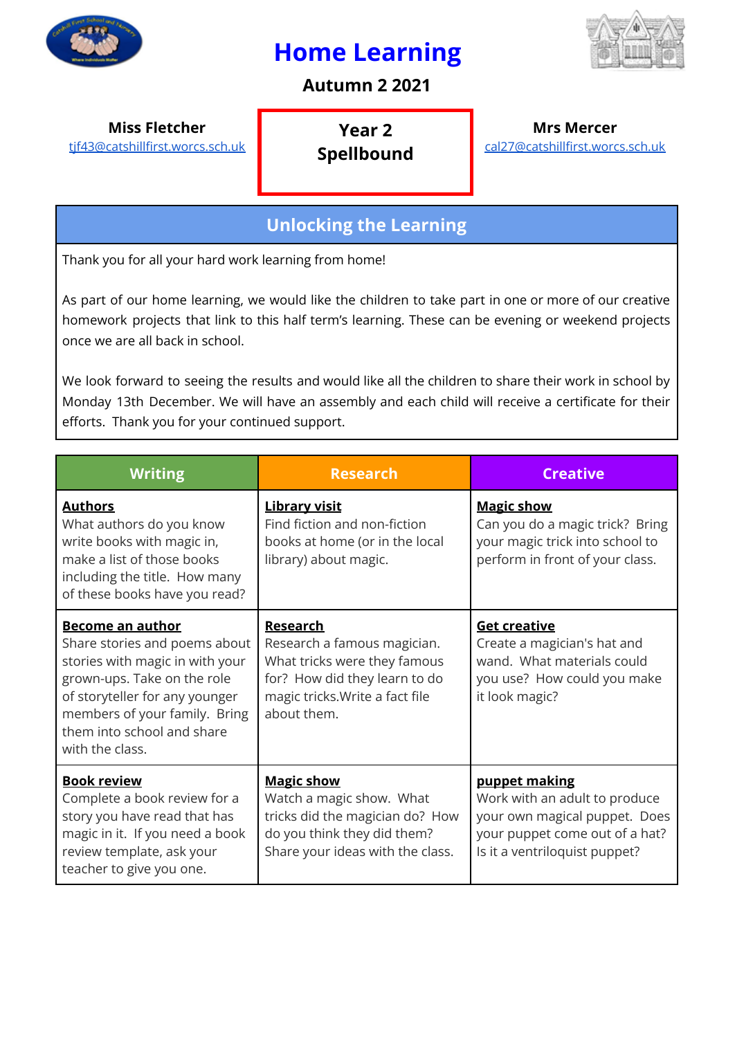# Home Learning

**Autumn 2 2021**

**Miss Fletcher**
tjf43@catshillfirst.worcs.sch.uk

**Year 2**
**Spellbound**

**Mrs Mercer**
cal27@catshillfirst.worcs.sch.uk

## Unlocking the Learning

Thank you for all your hard work learning from home!

As part of our home learning, we would like the children to take part in one or more of our creative homework projects that link to this half term's learning. These can be evening or weekend projects once we are all back in school.

We look forward to seeing the results and would like all the children to share their work in school by Monday 13th December. We will have an assembly and each child will receive a certificate for their efforts. Thank you for your continued support.

| Writing | Research | Creative |
|---|---|---|
| **Authors** What authors do you know write books with magic in, make a list of those books including the title. How many of these books have you read? | **Library visit** Find fiction and non-fiction books at home (or in the local library) about magic. | **Magic show** Can you do a magic trick? Bring your magic trick into school to perform in front of your class. |
| **Become an author** Share stories and poems about stories with magic in with your grown-ups. Take on the role of storyteller for any younger members of your family. Bring them into school and share with the class. | **Research** Research a famous magician. What tricks were they famous for? How did they learn to do magic tricks.Write a fact file about them. | **Get creative** Create a magician's hat and wand. What materials could you use? How could you make it look magic? |
| **Book review** Complete a book review for a story you have read that has magic in it. If you need a book review template, ask your teacher to give you one. | **Magic show** Watch a magic show. What tricks did the magician do? How do you think they did them? Share your ideas with the class. | **puppet making** Work with an adult to produce your own magical puppet. Does your puppet come out of a hat? Is it a ventriloquist puppet? |